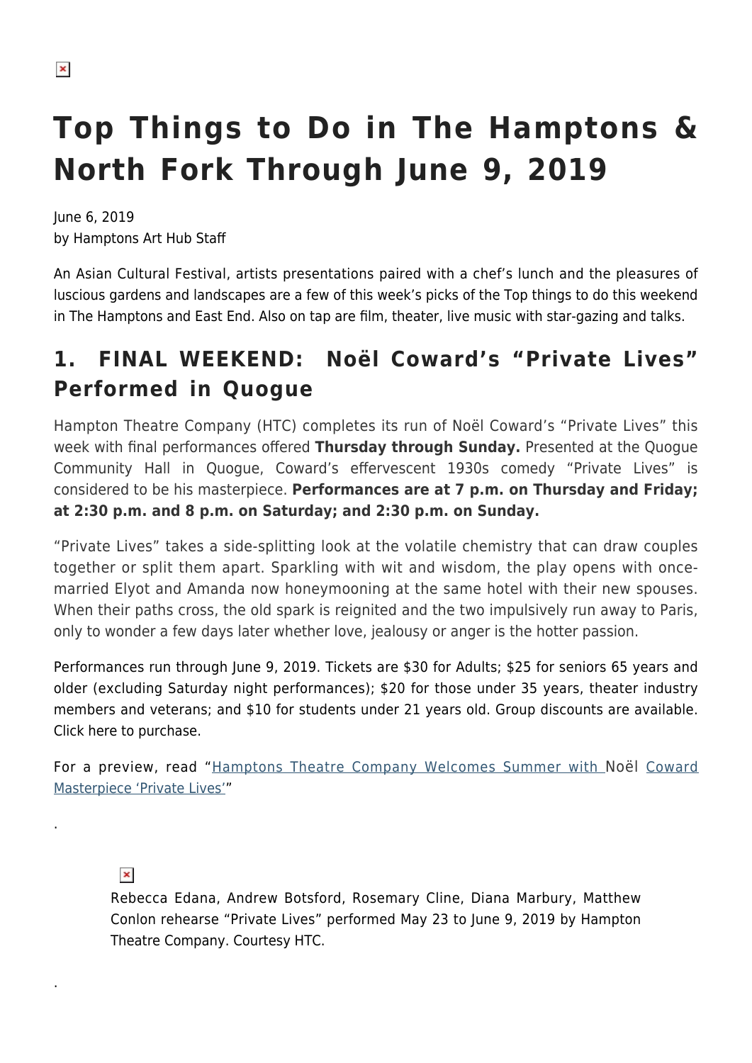# Top Things to Do in The Hamptons & North Fork Through June 9, 2019

June 6, 2019
by Hamptons Art Hub Staff

An Asian Cultural Festival, artists presentations paired with a chef's lunch and the pleasures of luscious gardens and landscapes are a few of this week's picks of the Top things to do this weekend in The Hamptons and East End. Also on tap are film, theater, live music with star-gazing and talks.

## 1. FINAL WEEKEND: Noël Coward's "Private Lives" Performed in Quogue

Hampton Theatre Company (HTC) completes its run of Noël Coward's "Private Lives" this week with final performances offered **Thursday through Sunday.** Presented at the Quogue Community Hall in Quogue, Coward's effervescent 1930s comedy "Private Lives" is considered to be his masterpiece. **Performances are at 7 p.m. on Thursday and Friday; at 2:30 p.m. and 8 p.m. on Saturday; and 2:30 p.m. on Sunday.**

"Private Lives" takes a side-splitting look at the volatile chemistry that can draw couples together or split them apart. Sparkling with wit and wisdom, the play opens with once-married Elyot and Amanda now honeymooning at the same hotel with their new spouses. When their paths cross, the old spark is reignited and the two impulsively run away to Paris, only to wonder a few days later whether love, jealousy or anger is the hotter passion.

Performances run through June 9, 2019. Tickets are $30 for Adults; $25 for seniors 65 years and older (excluding Saturday night performances); $20 for those under 35 years, theater industry members and veterans; and $10 for students under 21 years old. Group discounts are available. Click here to purchase.

For a preview, read "Hamptons Theatre Company Welcomes Summer with Noël Coward Masterpiece 'Private Lives'"

.

Rebecca Edana, Andrew Botsford, Rosemary Cline, Diana Marbury, Matthew Conlon rehearse "Private Lives" performed May 23 to June 9, 2019 by Hampton Theatre Company. Courtesy HTC.

.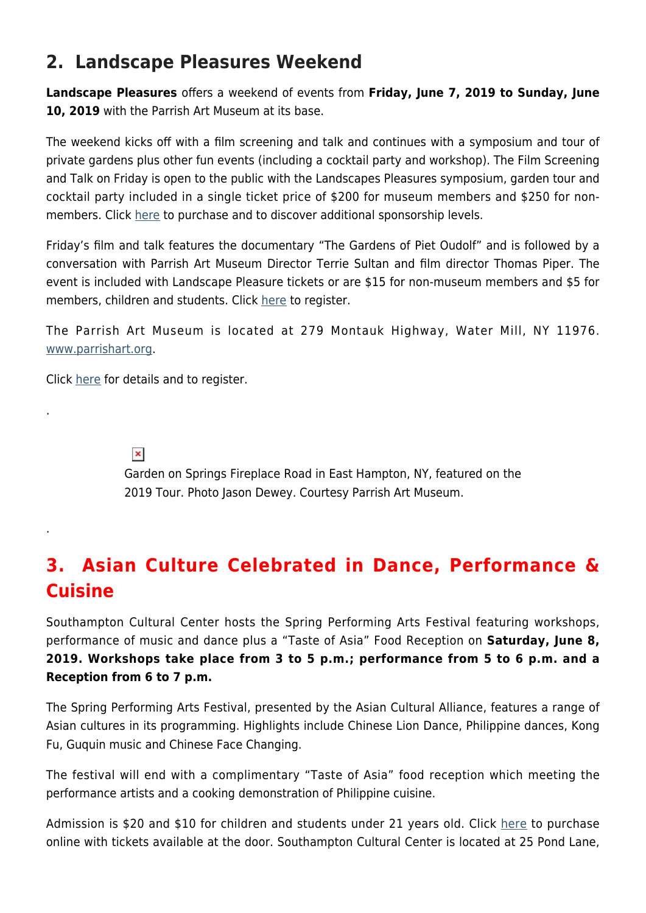## 2. Landscape Pleasures Weekend

**Landscape Pleasures** offers a weekend of events from **Friday, June 7, 2019 to Sunday, June 10, 2019** with the Parrish Art Museum at its base.

The weekend kicks off with a film screening and talk and continues with a symposium and tour of private gardens plus other fun events (including a cocktail party and workshop). The Film Screening and Talk on Friday is open to the public with the Landscapes Pleasures symposium, garden tour and cocktail party included in a single ticket price of $200 for museum members and $250 for non-members. Click here to purchase and to discover additional sponsorship levels.

Friday's film and talk features the documentary "The Gardens of Piet Oudolf" and is followed by a conversation with Parrish Art Museum Director Terrie Sultan and film director Thomas Piper. The event is included with Landscape Pleasure tickets or are $15 for non-museum members and $5 for members, children and students. Click here to register.

The Parrish Art Museum is located at 279 Montauk Highway, Water Mill, NY 11976. www.parrishart.org.

Click here for details and to register.

.

Garden on Springs Fireplace Road in East Hampton, NY, featured on the 2019 Tour. Photo Jason Dewey. Courtesy Parrish Art Museum.

.

## 3. Asian Culture Celebrated in Dance, Performance & Cuisine

Southampton Cultural Center hosts the Spring Performing Arts Festival featuring workshops, performance of music and dance plus a "Taste of Asia" Food Reception on **Saturday, June 8, 2019. Workshops take place from 3 to 5 p.m.; performance from 5 to 6 p.m. and a Reception from 6 to 7 p.m.**

The Spring Performing Arts Festival, presented by the Asian Cultural Alliance, features a range of Asian cultures in its programming. Highlights include Chinese Lion Dance, Philippine dances, Kong Fu, Guquin music and Chinese Face Changing.

The festival will end with a complimentary "Taste of Asia" food reception which meeting the performance artists and a cooking demonstration of Philippine cuisine.

Admission is $20 and $10 for children and students under 21 years old. Click here to purchase online with tickets available at the door. Southampton Cultural Center is located at 25 Pond Lane,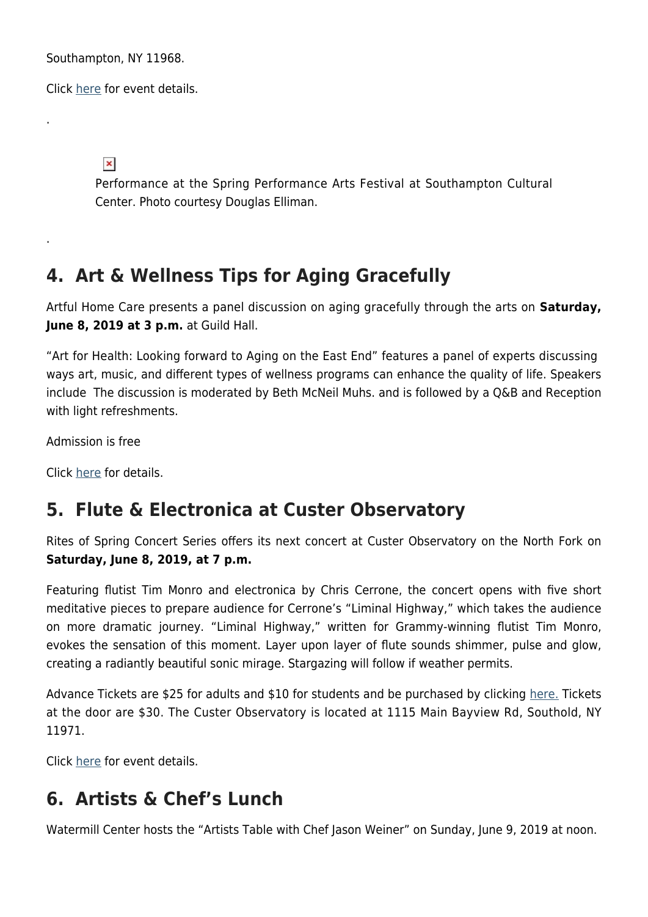Southampton, NY 11968.

Click here for event details.

.

Performance at the Spring Performance Arts Festival at Southampton Cultural Center. Photo courtesy Douglas Elliman.

.

## 4. Art & Wellness Tips for Aging Gracefully

Artful Home Care presents a panel discussion on aging gracefully through the arts on **Saturday, June 8, 2019 at 3 p.m.** at Guild Hall.

"Art for Health: Looking forward to Aging on the East End" features a panel of experts discussing ways art, music, and different types of wellness programs can enhance the quality of life. Speakers include The discussion is moderated by Beth McNeil Muhs. and is followed by a Q&B and Reception with light refreshments.

Admission is free

Click here for details.

## 5. Flute & Electronica at Custer Observatory

Rites of Spring Concert Series offers its next concert at Custer Observatory on the North Fork on **Saturday, June 8, 2019, at 7 p.m.**

Featuring flutist Tim Monro and electronica by Chris Cerrone, the concert opens with five short meditative pieces to prepare audience for Cerrone's "Liminal Highway," which takes the audience on more dramatic journey. "Liminal Highway," written for Grammy-winning flutist Tim Monro, evokes the sensation of this moment. Layer upon layer of flute sounds shimmer, pulse and glow, creating a radiantly beautiful sonic mirage. Stargazing will follow if weather permits.

Advance Tickets are $25 for adults and $10 for students and be purchased by clicking here. Tickets at the door are $30. The Custer Observatory is located at 1115 Main Bayview Rd, Southold, NY 11971.

Click here for event details.

## 6. Artists & Chef's Lunch

Watermill Center hosts the "Artists Table with Chef Jason Weiner" on Sunday, June 9, 2019 at noon.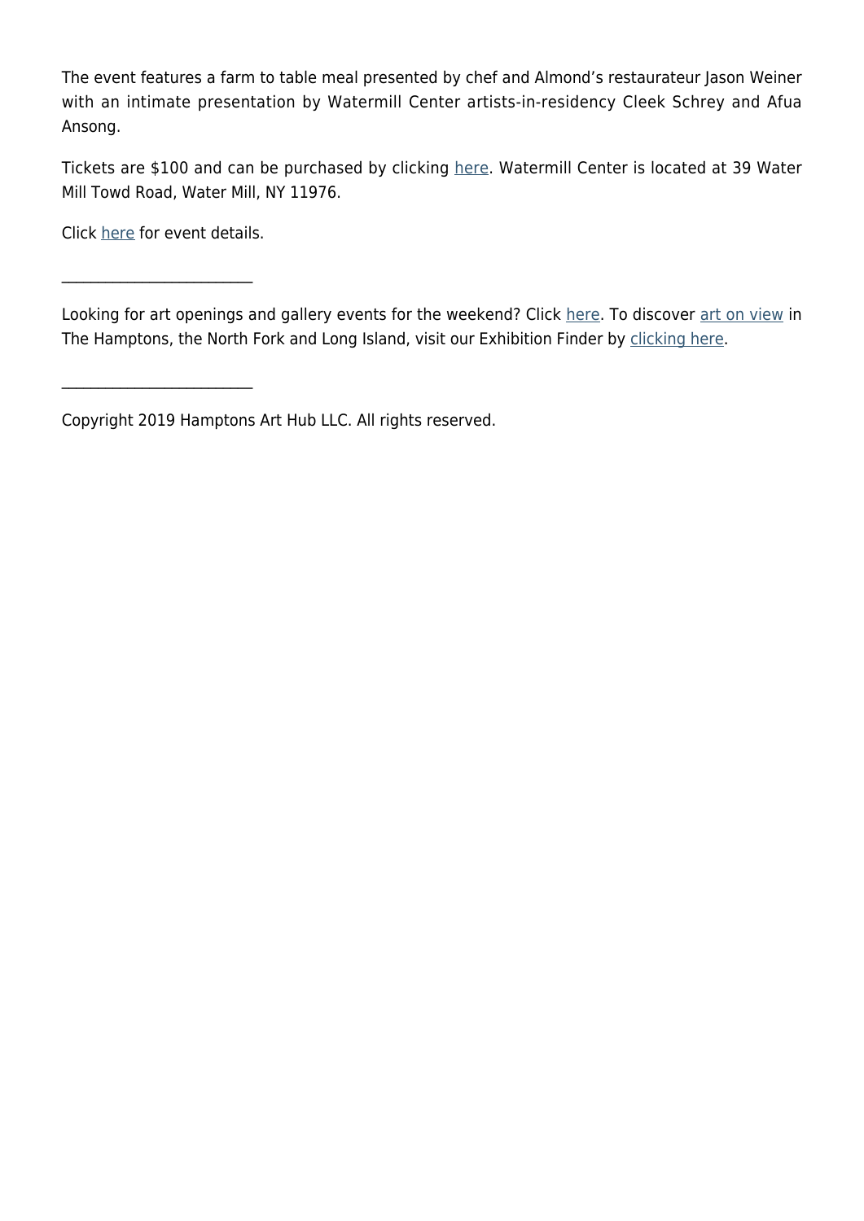The event features a farm to table meal presented by chef and Almond's restaurateur Jason Weiner with an intimate presentation by Watermill Center artists-in-residency Cleek Schrey and Afua Ansong.

Tickets are $100 and can be purchased by clicking here. Watermill Center is located at 39 Water Mill Towd Road, Water Mill, NY 11976.

Click here for event details.

________________________

Looking for art openings and gallery events for the weekend? Click here. To discover art on view in The Hamptons, the North Fork and Long Island, visit our Exhibition Finder by clicking here.

________________________

Copyright 2019 Hamptons Art Hub LLC. All rights reserved.